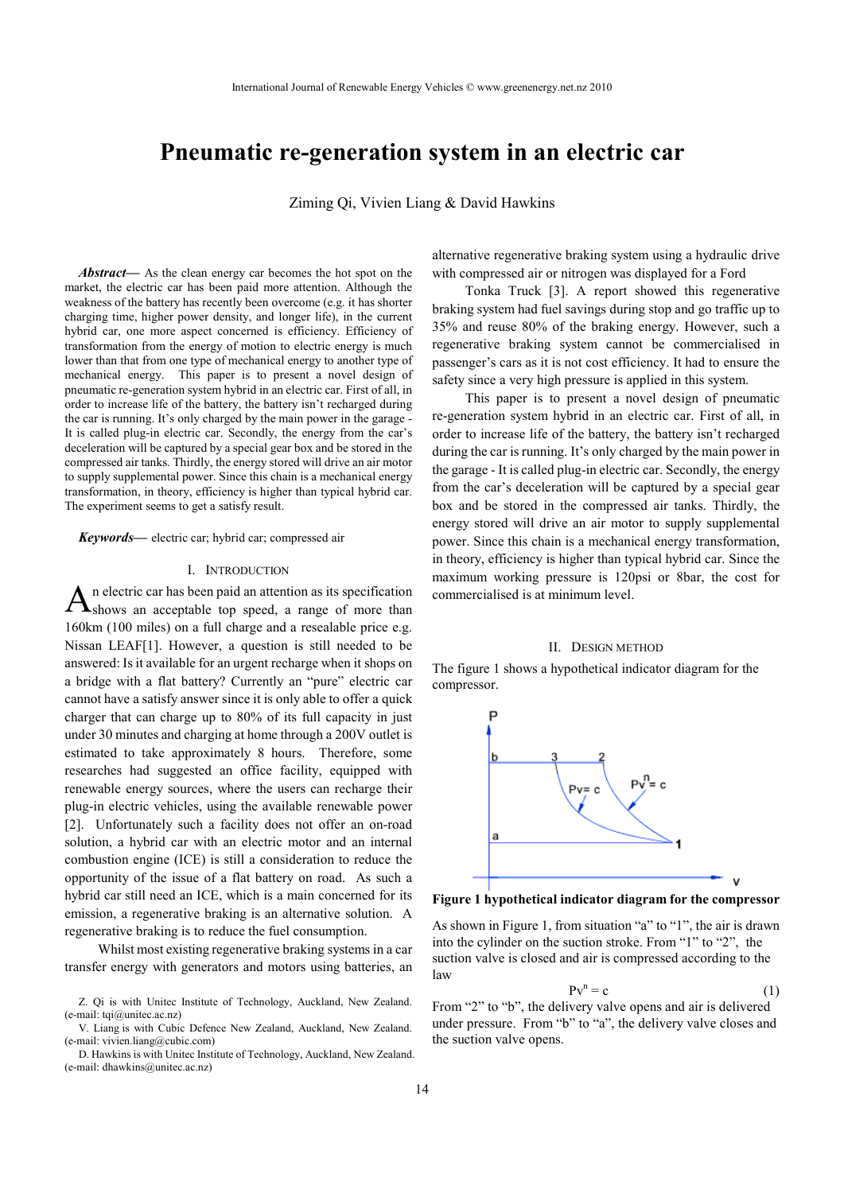# Pneumatic re-generation system in an electric car

Ziming Qi, Vivien Liang & David Hawkins

***Abstract***— As the clean energy car becomes the hot spot on the market, the electric car has been paid more attention. Although the weakness of the battery has recently been overcome (e.g. it has shorter charging time, higher power density, and longer life), in the current hybrid car, one more aspect concerned is efficiency. Efficiency of transformation from the energy of motion to electric energy is much lower than that from one type of mechanical energy to another type of mechanical energy. This paper is to present a novel design of pneumatic re-generation system hybrid in an electric car. First of all, in order to increase life of the battery, the battery isn't recharged during the car is running. It's only charged by the main power in the garage - It is called plug-in electric car. Secondly, the energy from the car's deceleration will be captured by a special gear box and be stored in the compressed air tanks. Thirdly, the energy stored will drive an air motor to supply supplemental power. Since this chain is a mechanical energy transformation, in theory, efficiency is higher than typical hybrid car. The experiment seems to get a satisfy result.

***Keywords***— electric car; hybrid car; compressed air

## I. Introduction

An electric car has been paid an attention as its specification shows an acceptable top speed, a range of more than 160km (100 miles) on a full charge and a resealable price e.g. Nissan LEAF[1]. However, a question is still needed to be answered: Is it available for an urgent recharge when it shops on a bridge with a flat battery? Currently an "pure" electric car cannot have a satisfy answer since it is only able to offer a quick charger that can charge up to 80% of its full capacity in just under 30 minutes and charging at home through a 200V outlet is estimated to take approximately 8 hours. Therefore, some researches had suggested an office facility, equipped with renewable energy sources, where the users can recharge their plug-in electric vehicles, using the available renewable power [2]. Unfortunately such a facility does not offer an on-road solution, a hybrid car with an electric motor and an internal combustion engine (ICE) is still a consideration to reduce the opportunity of the issue of a flat battery on road. As such a hybrid car still need an ICE, which is a main concerned for its emission, a regenerative braking is an alternative solution. A regenerative braking is to reduce the fuel consumption.

Whilst most existing regenerative braking systems in a car transfer energy with generators and motors using batteries, an alternative regenerative braking system using a hydraulic drive with compressed air or nitrogen was displayed for a Ford

Tonka Truck [3]. A report showed this regenerative braking system had fuel savings during stop and go traffic up to 35% and reuse 80% of the braking energy. However, such a regenerative braking system cannot be commercialised in passenger's cars as it is not cost efficiency. It had to ensure the safety since a very high pressure is applied in this system.

This paper is to present a novel design of pneumatic re-generation system hybrid in an electric car. First of all, in order to increase life of the battery, the battery isn't recharged during the car is running. It's only charged by the main power in the garage - It is called plug-in electric car. Secondly, the energy from the car's deceleration will be captured by a special gear box and be stored in the compressed air tanks. Thirdly, the energy stored will drive an air motor to supply supplemental power. Since this chain is a mechanical energy transformation, in theory, efficiency is higher than typical hybrid car. Since the maximum working pressure is 120psi or 8bar, the cost for commercialised is at minimum level.

## II. Design Method

The figure 1 shows a hypothetical indicator diagram for the compressor.

P
b
3
2
Pv= c
$Pv^n = c$
a
1
v

**Figure 1 hypothetical indicator diagram for the compressor**

As shown in Figure 1, from situation "a" to "1", the air is drawn into the cylinder on the suction stroke. From "1" to "2", the suction valve is closed and air is compressed according to the law

$$Pv^n = c \tag{1}$$

From "2" to "b", the delivery valve opens and air is delivered under pressure. From "b" to "a", the delivery valve closes and the suction valve opens.

Z. Qi is with Unitec Institute of Technology, Auckland, New Zealand. (e-mail: tqi@unitec.ac.nz)

V. Liang is with Cubic Defence New Zealand, Auckland, New Zealand. (e-mail: vivien.liang@cubic.com)

D. Hawkins is with Unitec Institute of Technology, Auckland, New Zealand. (e-mail: dhawkins@unitec.ac.nz)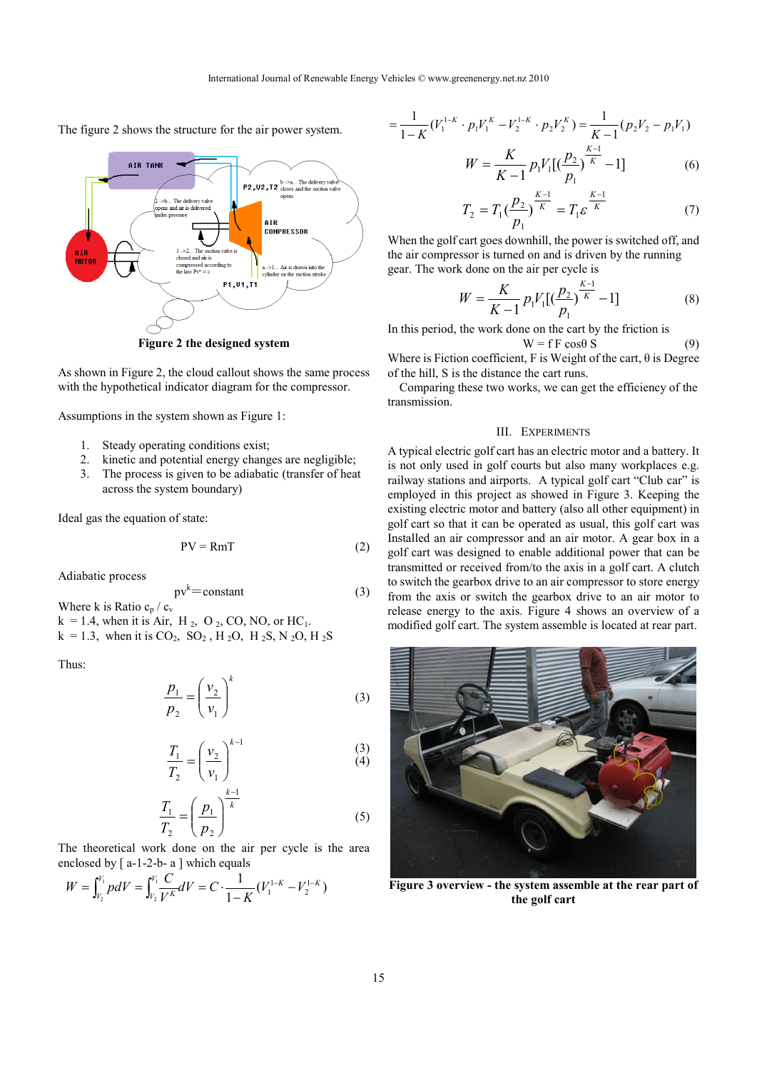The figure 2 shows the structure for the air power system.

AIR TANK

P2,V2,T2

b ->a... The delivery valve closes and the suction valve opens

2 ->b... The delivery valve opens and air is delivered under pressure

AIR COMPRESSOR

AIR MOTOR

1 ->2... The suction valve is closed and air is compressed according to the law $Pv^n = c$

a ->1... Air is drawn into the cylinder on the suction stroke

P1,V1,T1

**Figure 2 the designed system**

As shown in Figure 2, the cloud callout shows the same process with the hypothetical indicator diagram for the compressor.

Assumptions in the system shown as Figure 1:

1. Steady operating conditions exist;
2. kinetic and potential energy changes are negligible;
3. The process is given to be adiabatic (transfer of heat across the system boundary)

Ideal gas the equation of state:

$$PV = RmT \tag{2}$$

Adiabatic process

$$pv^k = \text{constant} \tag{3}$$

Where k is Ratio $c_p$ / $c_v$

k = 1.4, when it is Air, $H_2$, $O_2$, CO, NO, or $HC_1$.

k = 1.3, when it is $CO_2$, $SO_2$, $H_2O$, $H_2S$, $N_2O$, $H_2S$

Thus:

$$\frac{p_1}{p_2} = \left(\frac{v_2}{v_1}\right)^k \tag{3}$$

$$\frac{T_1}{T_2} = \left(\frac{v_2}{v_1}\right)^{k-1} \tag{3 (4)}$$

$$\frac{T_1}{T_2} = \left(\frac{p_1}{p_2}\right)^{\frac{k-1}{k}} \tag{5}$$

The theoretical work done on the air per cycle is the area enclosed by [ a-1-2-b- a ] which equals

$$W = \int_{V_2}^{V_1} pdV = \int_{V_2}^{V_1} \frac{C}{V^K} dV = C \cdot \frac{1}{1-K}(V_1^{1-K} - V_2^{1-K})$$

$$= \frac{1}{1-K}(V_1^{1-K} \cdot p_1 V_1^K - V_2^{1-K} \cdot p_2 V_2^K) = \frac{1}{K-1}(p_2 V_2 - p_1 V_1)$$

$$W = \frac{K}{K-1} p_1 V_1 [(\frac{p_2}{p_1})^{\frac{K-1}{K}} - 1] \tag{6}$$

$$T_2 = T_1 (\frac{p_2}{p_1})^{\frac{K-1}{K}} = T_1 \varepsilon^{\frac{K-1}{K}} \tag{7}$$

When the golf cart goes downhill, the power is switched off, and the air compressor is turned on and is driven by the running gear. The work done on the air per cycle is

$$W = \frac{K}{K-1} p_1 V_1 [(\frac{p_2}{p_1})^{\frac{K-1}{K}} - 1] \tag{8}$$

In this period, the work done on the cart by the friction is

$$W = f F \cos\theta S \tag{9}$$

Where is Fiction coefficient, F is Weight of the cart, θ is Degree of the hill, S is the distance the cart runs.

Comparing these two works, we can get the efficiency of the transmission.

## III. Experiments

A typical electric golf cart has an electric motor and a battery. It is not only used in golf courts but also many workplaces e.g. railway stations and airports. A typical golf cart "Club car" is employed in this project as showed in Figure 3. Keeping the existing electric motor and battery (also all other equipment) in golf cart so that it can be operated as usual, this golf cart was Installed an air compressor and an air motor. A gear box in a golf cart was designed to enable additional power that can be transmitted or received from/to the axis in a golf cart. A clutch to switch the gearbox drive to an air compressor to store energy from the axis or switch the gearbox drive to an air motor to release energy to the axis. Figure 4 shows an overview of a modified golf cart. The system assemble is located at rear part.

**Figure 3 overview - the system assemble at the rear part of the golf cart**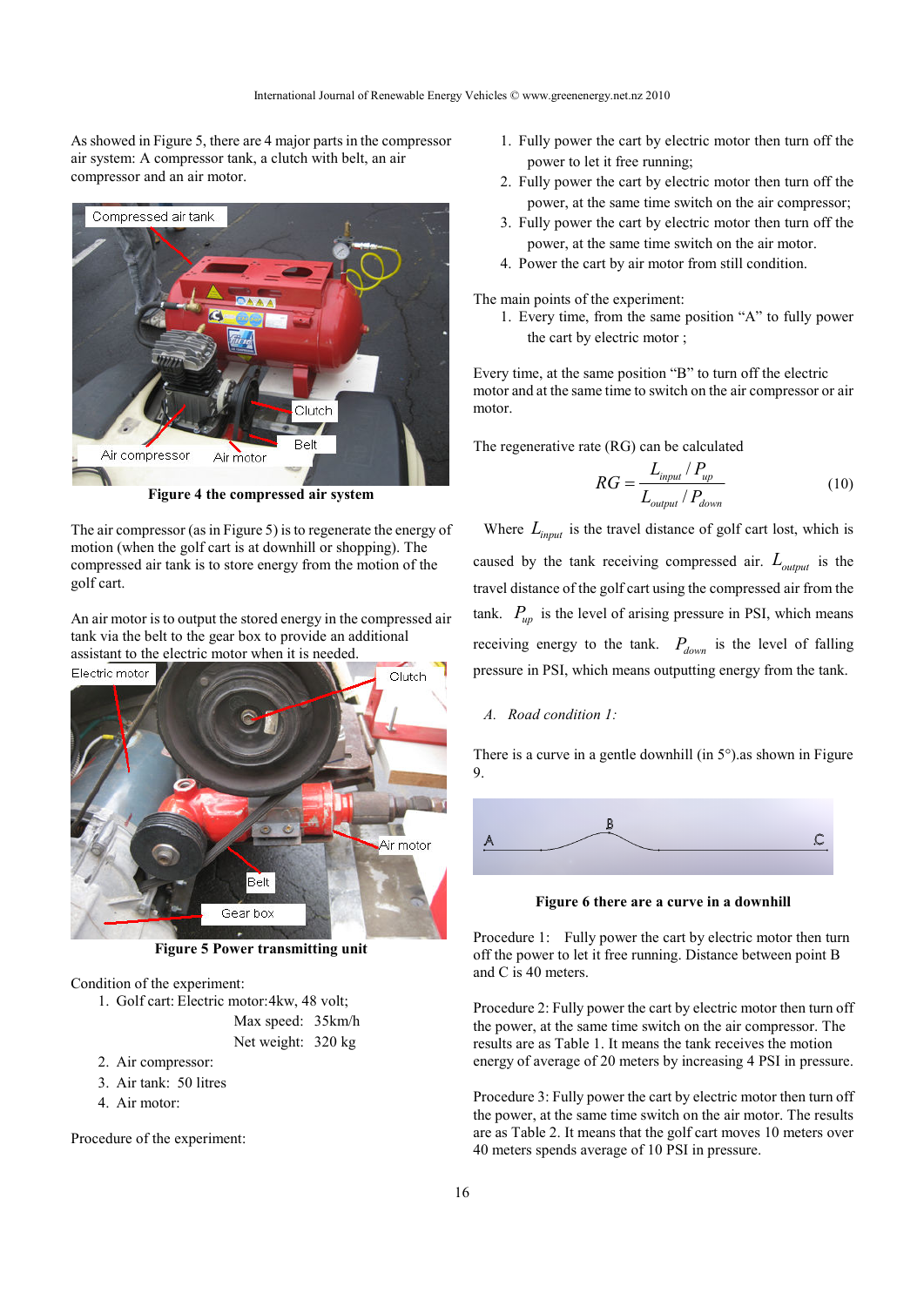As showed in Figure 5, there are 4 major parts in the compressor air system: A compressor tank, a clutch with belt, an air compressor and an air motor.

Compressed air tank

Clutch

Belt

Air compressor

Air motor

**Figure 4 the compressed air system**

The air compressor (as in Figure 5) is to regenerate the energy of motion (when the golf cart is at downhill or shopping). The compressed air tank is to store energy from the motion of the golf cart.

An air motor is to output the stored energy in the compressed air tank via the belt to the gear box to provide an additional assistant to the electric motor when it is needed.

Electric motor

Clutch

Air motor

Belt

Gear box

**Figure 5 Power transmitting unit**

Condition of the experiment:

1. Golf cart: Electric motor:4kw, 48 volt;
   Max speed: 35km/h
   Net weight: 320 kg
2. Air compressor:
3. Air tank: 50 litres
4. Air motor:

Procedure of the experiment:

1. Fully power the cart by electric motor then turn off the power to let it free running;
2. Fully power the cart by electric motor then turn off the power, at the same time switch on the air compressor;
3. Fully power the cart by electric motor then turn off the power, at the same time switch on the air motor.
4. Power the cart by air motor from still condition.

The main points of the experiment:

1. Every time, from the same position "A" to fully power the cart by electric motor ;

Every time, at the same position "B" to turn off the electric motor and at the same time to switch on the air compressor or air motor.

The regenerative rate (RG) can be calculated

$$RG = \frac{L_{input} / P_{up}}{L_{output} / P_{down}} \tag{10}$$

Where $L_{input}$ is the travel distance of golf cart lost, which is caused by the tank receiving compressed air. $L_{output}$ is the travel distance of the golf cart using the compressed air from the tank. $P_{up}$ is the level of arising pressure in PSI, which means receiving energy to the tank. $P_{down}$ is the level of falling pressure in PSI, which means outputting energy from the tank.

*A. Road condition 1:*

There is a curve in a gentle downhill (in 5°).as shown in Figure 9.

A

B

C

**Figure 6 there are a curve in a downhill**

Procedure 1: Fully power the cart by electric motor then turn off the power to let it free running. Distance between point B and C is 40 meters.

Procedure 2: Fully power the cart by electric motor then turn off the power, at the same time switch on the air compressor. The results are as Table 1. It means the tank receives the motion energy of average of 20 meters by increasing 4 PSI in pressure.

Procedure 3: Fully power the cart by electric motor then turn off the power, at the same time switch on the air motor. The results are as Table 2. It means that the golf cart moves 10 meters over 40 meters spends average of 10 PSI in pressure.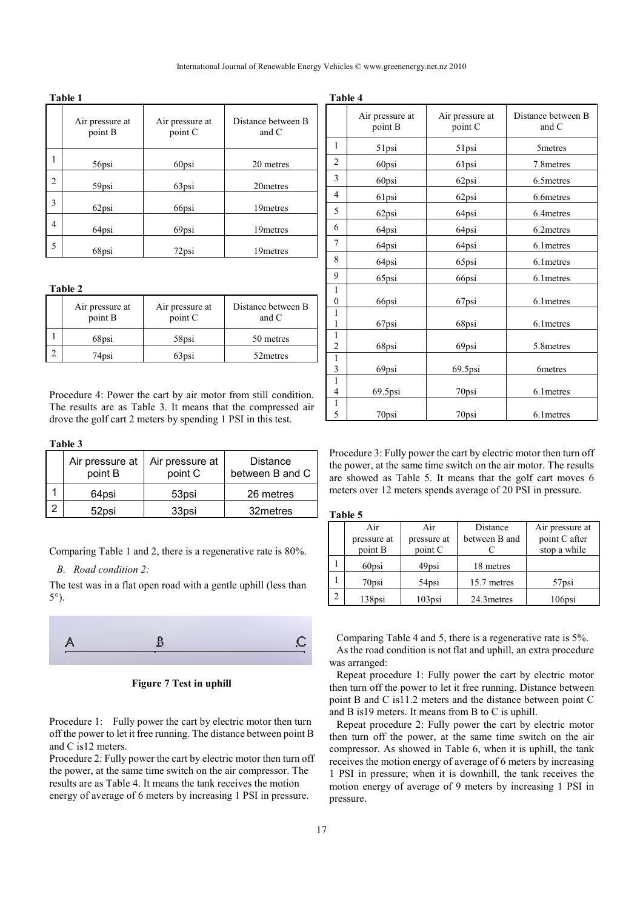**Table 1**

| | Air pressure at point B | Air pressure at point C | Distance between B and C |
|---|---|---|---|
| 1 | 56psi | 60psi | 20 metres |
| 2 | 59psi | 63psi | 20metres |
| 3 | 62psi | 66psi | 19metres |
| 4 | 64psi | 69psi | 19metres |
| 5 | 68psi | 72psi | 19metres |

**Table 2**

| | Air pressure at point B | Air pressure at point C | Distance between B and C |
|---|---|---|---|
| 1 | 68psi | 58psi | 50 metres |
| 2 | 74psi | 63psi | 52metres |

Procedure 4: Power the cart by air motor from still condition. The results are as Table 3. It means that the compressed air drove the golf cart 2 meters by spending 1 PSI in this test.

**Table 3**

| | Air pressure at point B | Air pressure at point C | Distance between B and C |
|---|---|---|---|
| 1 | 64psi | 53psi | 26 metres |
| 2 | 52psi | 33psi | 32metres |

Comparing Table 1 and 2, there is a regenerative rate is 80%.

*B. Road condition 2:*

The test was in a flat open road with a gentle uphill (less than 5°).

A B C

**Figure 7 Test in uphill**

Procedure 1: Fully power the cart by electric motor then turn off the power to let it free running. The distance between point B and C is12 meters.

Procedure 2: Fully power the cart by electric motor then turn off the power, at the same time switch on the air compressor. The results are as Table 4. It means the tank receives the motion energy of average of 6 meters by increasing 1 PSI in pressure.

**Table 4**

| | Air pressure at point B | Air pressure at point C | Distance between B and C |
|---|---|---|---|
| 1 | 51psi | 51psi | 5metres |
| 2 | 60psi | 61psi | 7.8metres |
| 3 | 60psi | 62psi | 6.5metres |
| 4 | 61psi | 62psi | 6.6metres |
| 5 | 62psi | 64psi | 6.4metres |
| 6 | 64psi | 64psi | 6.2metres |
| 7 | 64psi | 64psi | 6.1metres |
| 8 | 64psi | 65psi | 6.1metres |
| 9 | 65psi | 66psi | 6.1metres |
| 10 | 66psi | 67psi | 6.1metres |
| 11 | 67psi | 68psi | 6.1metres |
| 12 | 68psi | 69psi | 5.8metres |
| 13 | 69psi | 69.5psi | 6metres |
| 14 | 69.5psi | 70psi | 6.1metres |
| 15 | 70psi | 70psi | 6.1metres |

Procedure 3: Fully power the cart by electric motor then turn off the power, at the same time switch on the air motor. The results are showed as Table 5. It means that the golf cart moves 6 meters over 12 meters spends average of 20 PSI in pressure.

**Table 5**

| | Air pressure at point B | Air pressure at point C | Distance between B and C | Air pressure at point C after stop a while |
|---|---|---|---|---|
| 1 | 60psi | 49psi | 18 metres | |
| 1 | 70psi | 54psi | 15.7 metres | 57psi |
| 2 | 138psi | 103psi | 24.3metres | 106psi |

Comparing Table 4 and 5, there is a regenerative rate is 5%.

As the road condition is not flat and uphill, an extra procedure was arranged:

Repeat procedure 1: Fully power the cart by electric motor then turn off the power to let it free running. Distance between point B and C is11.2 meters and the distance between point C and B is19 meters. It means from B to C is uphill.

Repeat procedure 2: Fully power the cart by electric motor then turn off the power, at the same time switch on the air compressor. As showed in Table 6, when it is uphill, the tank receives the motion energy of average of 6 meters by increasing 1 PSI in pressure; when it is downhill, the tank receives the motion energy of average of 9 meters by increasing 1 PSI in pressure.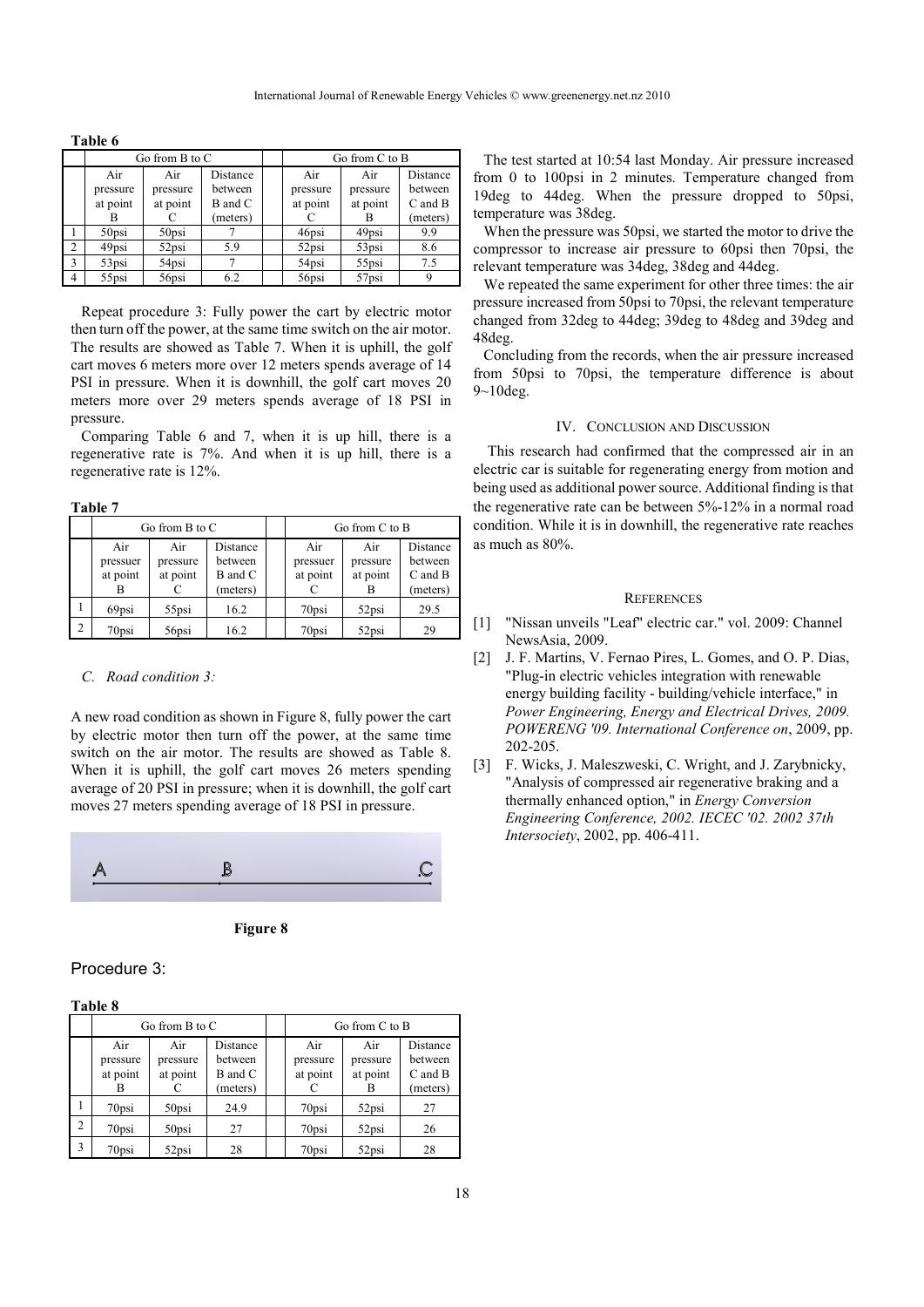**Table 6**

| | Go from B to C | | | | Go from C to B | | |
|---|---|---|---|---|---|---|---|
| | Air pressure at point B | Air pressure at point C | Distance between B and C (meters) | | Air pressure at point C | Air pressure at point B | Distance between C and B (meters) |
| 1 | 50psi | 50psi | 7 | | 46psi | 49psi | 9.9 |
| 2 | 49psi | 52psi | 5.9 | | 52psi | 53psi | 8.6 |
| 3 | 53psi | 54psi | 7 | | 54psi | 55psi | 7.5 |
| 4 | 55psi | 56psi | 6.2 | | 56psi | 57psi | 9 |

Repeat procedure 3: Fully power the cart by electric motor then turn off the power, at the same time switch on the air motor. The results are showed as Table 7. When it is uphill, the golf cart moves 6 meters more over 12 meters spends average of 14 PSI in pressure. When it is downhill, the golf cart moves 20 meters more over 29 meters spends average of 18 PSI in pressure.

Comparing Table 6 and 7, when it is up hill, there is a regenerative rate is 7%. And when it is up hill, there is a regenerative rate is 12%.

**Table 7**

| | Go from B to C | | | | Go from C to B | | |
|---|---|---|---|---|---|---|---|
| | Air pressuer at point B | Air pressure at point C | Distance between B and C (meters) | | Air pressuer at point C | Air pressure at point B | Distance between C and B (meters) |
| 1 | 69psi | 55psi | 16.2 | | 70psi | 52psi | 29.5 |
| 2 | 70psi | 56psi | 16.2 | | 70psi | 52psi | 29 |

### *C. Road condition 3:*

A new road condition as shown in Figure 8, fully power the cart by electric motor then turn off the power, at the same time switch on the air motor. The results are showed as Table 8. When it is uphill, the golf cart moves 26 meters spending average of 20 PSI in pressure; when it is downhill, the golf cart moves 27 meters spending average of 18 PSI in pressure.

A B C

**Figure 8**

Procedure 3:

**Table 8**

| | Go from B to C | | | | Go from C to B | | |
|---|---|---|---|---|---|---|---|
| | Air pressure at point B | Air pressure at point C | Distance between B and C (meters) | | Air pressure at point C | Air pressure at point B | Distance between C and B (meters) |
| 1 | 70psi | 50psi | 24.9 | | 70psi | 52psi | 27 |
| 2 | 70psi | 50psi | 27 | | 70psi | 52psi | 26 |
| 3 | 70psi | 52psi | 28 | | 70psi | 52psi | 28 |

The test started at 10:54 last Monday. Air pressure increased from 0 to 100psi in 2 minutes. Temperature changed from 19deg to 44deg. When the pressure dropped to 50psi, temperature was 38deg.

When the pressure was 50psi, we started the motor to drive the compressor to increase air pressure to 60psi then 70psi, the relevant temperature was 34deg, 38deg and 44deg.

We repeated the same experiment for other three times: the air pressure increased from 50psi to 70psi, the relevant temperature changed from 32deg to 44deg; 39deg to 48deg and 39deg and 48deg.

Concluding from the records, when the air pressure increased from 50psi to 70psi, the temperature difference is about 9~10deg.

## IV. Conclusion and Discussion

This research had confirmed that the compressed air in an electric car is suitable for regenerating energy from motion and being used as additional power source. Additional finding is that the regenerative rate can be between 5%-12% in a normal road condition. While it is in downhill, the regenerative rate reaches as much as 80%.

## References

[1] "Nissan unveils "Leaf" electric car." vol. 2009: Channel NewsAsia, 2009.

[2] J. F. Martins, V. Fernao Pires, L. Gomes, and O. P. Dias, "Plug-in electric vehicles integration with renewable energy building facility - building/vehicle interface," in *Power Engineering, Energy and Electrical Drives, 2009. POWERENG '09. International Conference on*, 2009, pp. 202-205.

[3] F. Wicks, J. Maleszweski, C. Wright, and J. Zarybnicky, "Analysis of compressed air regenerative braking and a thermally enhanced option," in *Energy Conversion Engineering Conference, 2002. IECEC '02. 2002 37th Intersociety*, 2002, pp. 406-411.